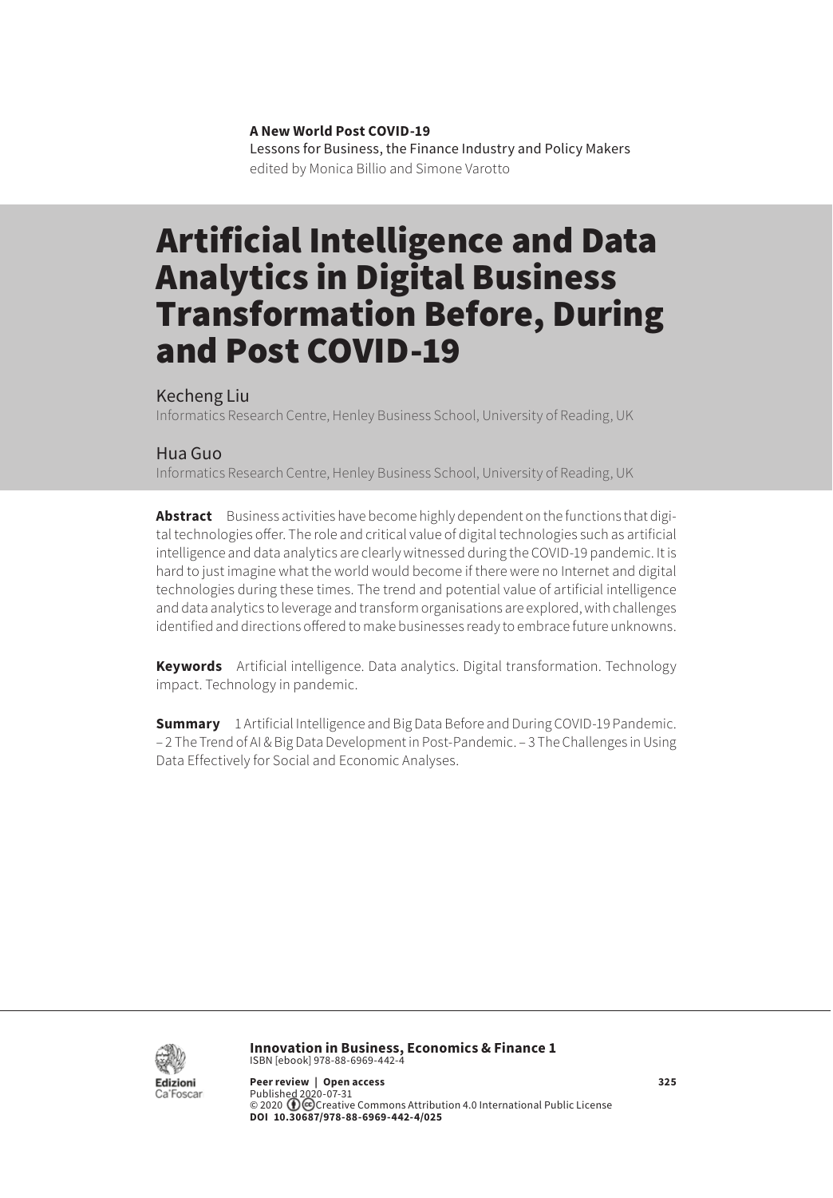**A New World Post COVID-19**
Lessons for Business, the Finance Industry and Policy Makers
edited by Monica Billio and Simone Varotto

# Artificial Intelligence and Data Analytics in Digital Business Transformation Before, During and Post COVID-19

Kecheng Liu
Informatics Research Centre, Henley Business School, University of Reading, UK

Hua Guo
Informatics Research Centre, Henley Business School, University of Reading, UK

**Abstract** Business activities have become highly dependent on the functions that digital technologies offer. The role and critical value of digital technologies such as artificial intelligence and data analytics are clearly witnessed during the COVID-19 pandemic. It is hard to just imagine what the world would become if there were no Internet and digital technologies during these times. The trend and potential value of artificial intelligence and data analytics to leverage and transform organisations are explored, with challenges identified and directions offered to make businesses ready to embrace future unknowns.

**Keywords** Artificial intelligence. Data analytics. Digital transformation. Technology impact. Technology in pandemic.

**Summary** 1 Artificial Intelligence and Big Data Before and During COVID-19 Pandemic. – 2 The Trend of AI & Big Data Development in Post-Pandemic. – 3 The Challenges in Using Data Effectively for Social and Economic Analyses.

**Innovation in Business, Economics & Finance 1**
ISBN [ebook] 978-88-6969-442-4

**Peer review | Open access**
Published 2020-07-31
© 2020 Creative Commons Attribution 4.0 International Public License
**DOI 10.30687/978-88-6969-442-4/025**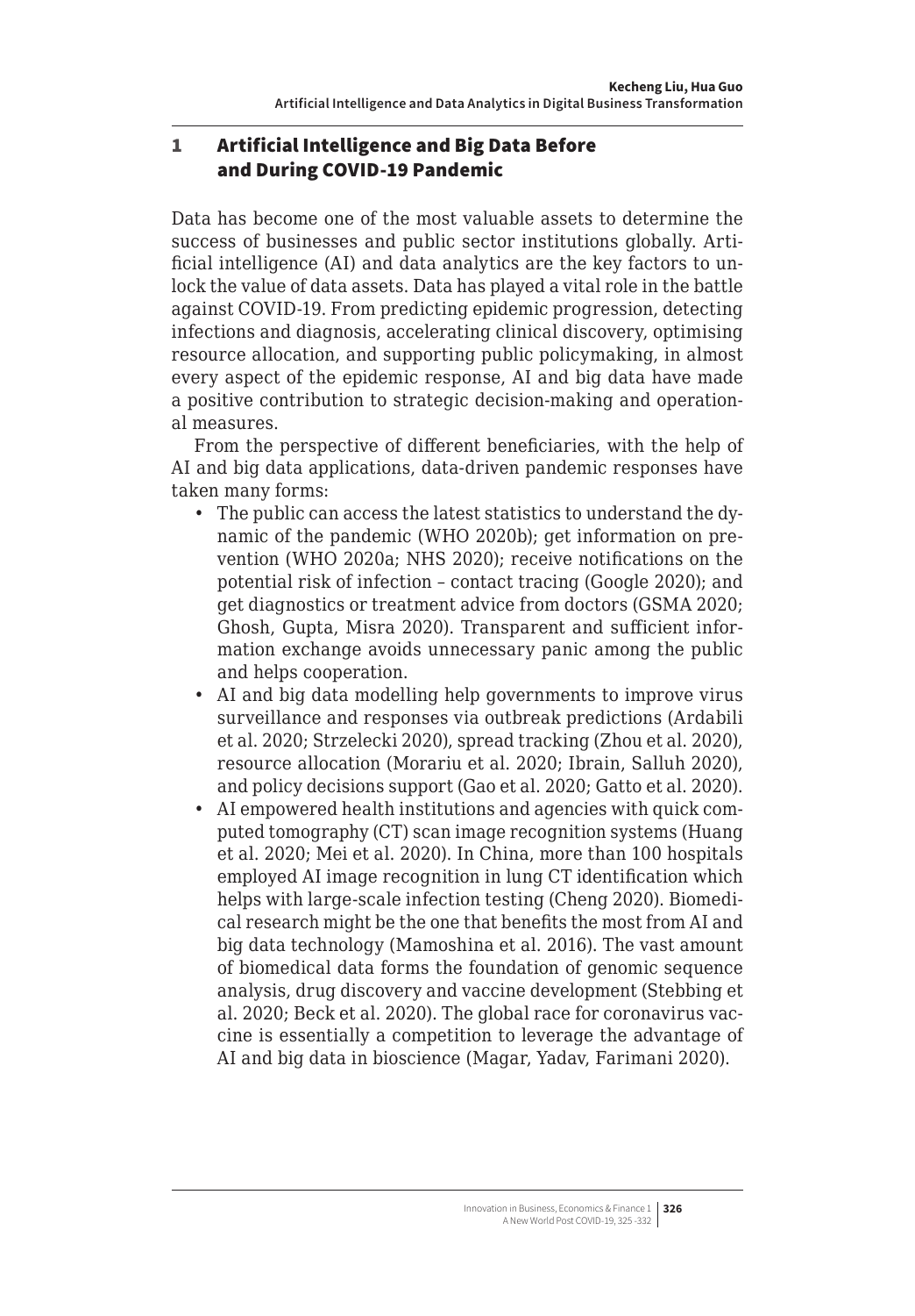## 1 Artificial Intelligence and Big Data Before and During COVID-19 Pandemic

Data has become one of the most valuable assets to determine the success of businesses and public sector institutions globally. Artificial intelligence (AI) and data analytics are the key factors to unlock the value of data assets. Data has played a vital role in the battle against COVID-19. From predicting epidemic progression, detecting infections and diagnosis, accelerating clinical discovery, optimising resource allocation, and supporting public policymaking, in almost every aspect of the epidemic response, AI and big data have made a positive contribution to strategic decision-making and operational measures.

From the perspective of different beneficiaries, with the help of AI and big data applications, data-driven pandemic responses have taken many forms:

- The public can access the latest statistics to understand the dynamic of the pandemic (WHO 2020b); get information on prevention (WHO 2020a; NHS 2020); receive notifications on the potential risk of infection – contact tracing (Google 2020); and get diagnostics or treatment advice from doctors (GSMA 2020; Ghosh, Gupta, Misra 2020). Transparent and sufficient information exchange avoids unnecessary panic among the public and helps cooperation.
- AI and big data modelling help governments to improve virus surveillance and responses via outbreak predictions (Ardabili et al. 2020; Strzelecki 2020), spread tracking (Zhou et al. 2020), resource allocation (Morariu et al. 2020; Ibrain, Salluh 2020), and policy decisions support (Gao et al. 2020; Gatto et al. 2020).
- AI empowered health institutions and agencies with quick computed tomography (CT) scan image recognition systems (Huang et al. 2020; Mei et al. 2020). In China, more than 100 hospitals employed AI image recognition in lung CT identification which helps with large-scale infection testing (Cheng 2020). Biomedical research might be the one that benefits the most from AI and big data technology (Mamoshina et al. 2016). The vast amount of biomedical data forms the foundation of genomic sequence analysis, drug discovery and vaccine development (Stebbing et al. 2020; Beck et al. 2020). The global race for coronavirus vaccine is essentially a competition to leverage the advantage of AI and big data in bioscience (Magar, Yadav, Farimani 2020).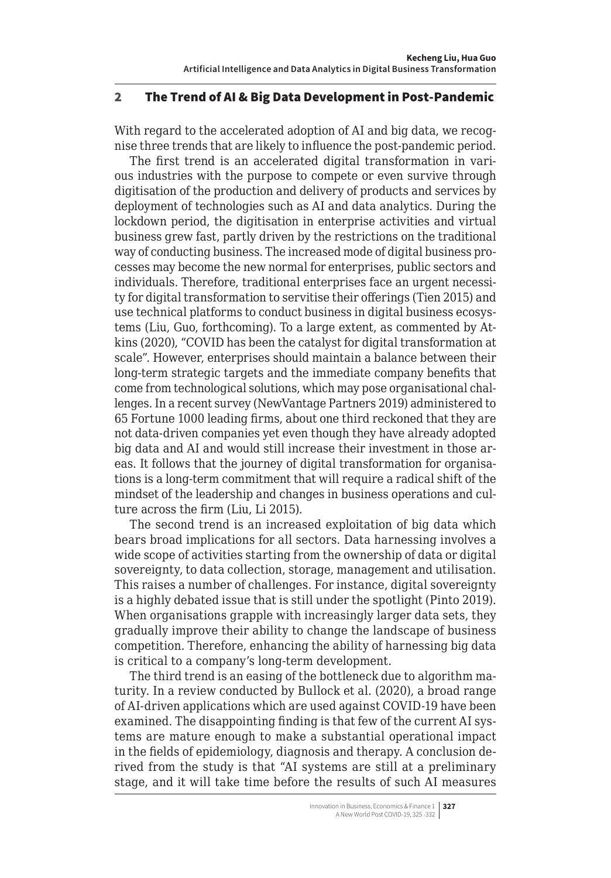## 2 The Trend of AI & Big Data Development in Post-Pandemic

With regard to the accelerated adoption of AI and big data, we recognise three trends that are likely to influence the post-pandemic period.

The first trend is an accelerated digital transformation in various industries with the purpose to compete or even survive through digitisation of the production and delivery of products and services by deployment of technologies such as AI and data analytics. During the lockdown period, the digitisation in enterprise activities and virtual business grew fast, partly driven by the restrictions on the traditional way of conducting business. The increased mode of digital business processes may become the new normal for enterprises, public sectors and individuals. Therefore, traditional enterprises face an urgent necessity for digital transformation to servitise their offerings (Tien 2015) and use technical platforms to conduct business in digital business ecosystems (Liu, Guo, forthcoming). To a large extent, as commented by Atkins (2020), "COVID has been the catalyst for digital transformation at scale". However, enterprises should maintain a balance between their long-term strategic targets and the immediate company benefits that come from technological solutions, which may pose organisational challenges. In a recent survey (NewVantage Partners 2019) administered to 65 Fortune 1000 leading firms, about one third reckoned that they are not data-driven companies yet even though they have already adopted big data and AI and would still increase their investment in those areas. It follows that the journey of digital transformation for organisations is a long-term commitment that will require a radical shift of the mindset of the leadership and changes in business operations and culture across the firm (Liu, Li 2015).

The second trend is an increased exploitation of big data which bears broad implications for all sectors. Data harnessing involves a wide scope of activities starting from the ownership of data or digital sovereignty, to data collection, storage, management and utilisation. This raises a number of challenges. For instance, digital sovereignty is a highly debated issue that is still under the spotlight (Pinto 2019). When organisations grapple with increasingly larger data sets, they gradually improve their ability to change the landscape of business competition. Therefore, enhancing the ability of harnessing big data is critical to a company's long-term development.

The third trend is an easing of the bottleneck due to algorithm maturity. In a review conducted by Bullock et al. (2020), a broad range of AI-driven applications which are used against COVID-19 have been examined. The disappointing finding is that few of the current AI systems are mature enough to make a substantial operational impact in the fields of epidemiology, diagnosis and therapy. A conclusion derived from the study is that "AI systems are still at a preliminary stage, and it will take time before the results of such AI measures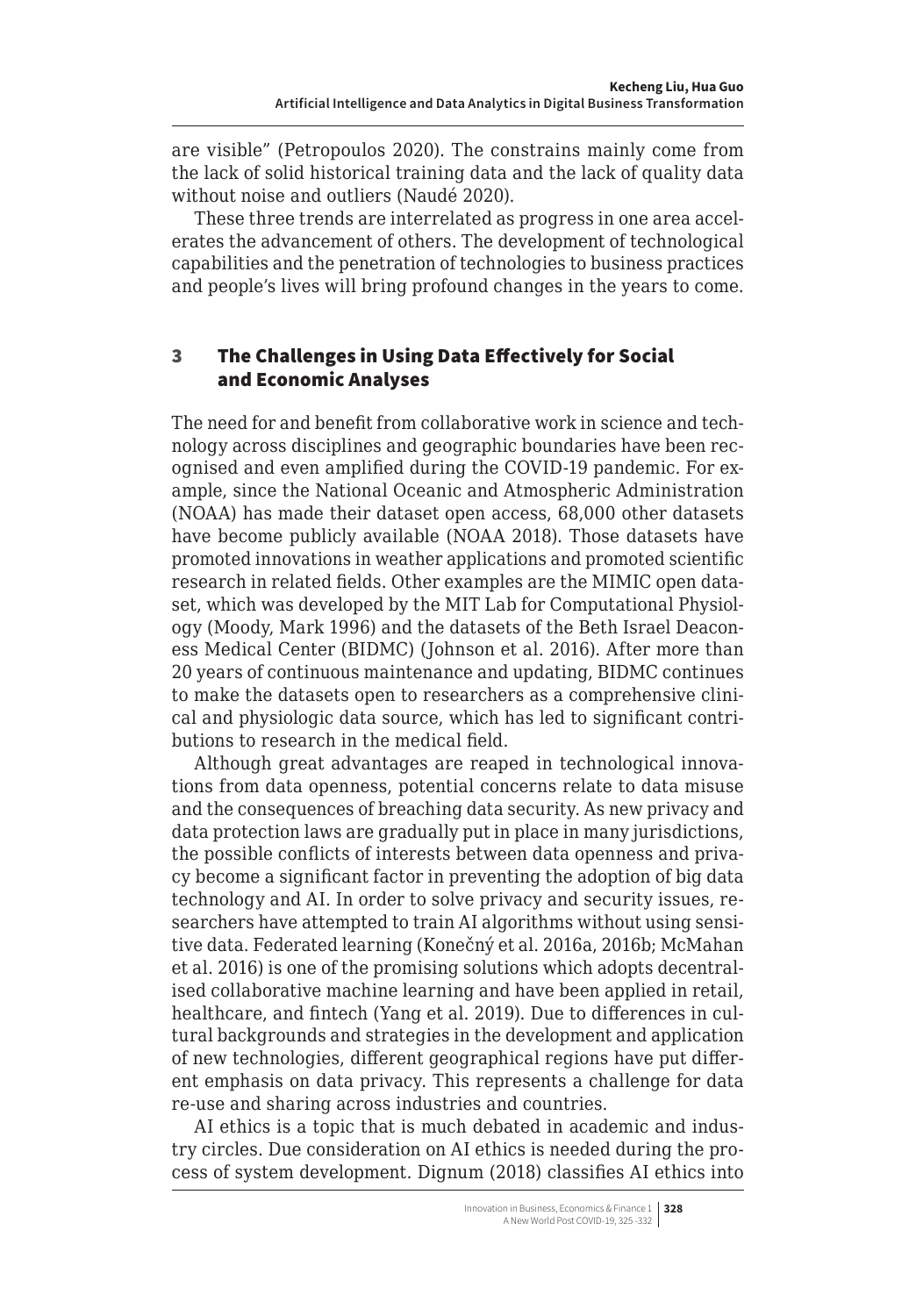are visible" (Petropoulos 2020). The constrains mainly come from the lack of solid historical training data and the lack of quality data without noise and outliers (Naudé 2020).

These three trends are interrelated as progress in one area accelerates the advancement of others. The development of technological capabilities and the penetration of technologies to business practices and people's lives will bring profound changes in the years to come.

## 3 The Challenges in Using Data Effectively for Social and Economic Analyses

The need for and benefit from collaborative work in science and technology across disciplines and geographic boundaries have been recognised and even amplified during the COVID-19 pandemic. For example, since the National Oceanic and Atmospheric Administration (NOAA) has made their dataset open access, 68,000 other datasets have become publicly available (NOAA 2018). Those datasets have promoted innovations in weather applications and promoted scientific research in related fields. Other examples are the MIMIC open dataset, which was developed by the MIT Lab for Computational Physiology (Moody, Mark 1996) and the datasets of the Beth Israel Deaconess Medical Center (BIDMC) (Johnson et al. 2016). After more than 20 years of continuous maintenance and updating, BIDMC continues to make the datasets open to researchers as a comprehensive clinical and physiologic data source, which has led to significant contributions to research in the medical field.

Although great advantages are reaped in technological innovations from data openness, potential concerns relate to data misuse and the consequences of breaching data security. As new privacy and data protection laws are gradually put in place in many jurisdictions, the possible conflicts of interests between data openness and privacy become a significant factor in preventing the adoption of big data technology and AI. In order to solve privacy and security issues, researchers have attempted to train AI algorithms without using sensitive data. Federated learning (Konečný et al. 2016a, 2016b; McMahan et al. 2016) is one of the promising solutions which adopts decentralised collaborative machine learning and have been applied in retail, healthcare, and fintech (Yang et al. 2019). Due to differences in cultural backgrounds and strategies in the development and application of new technologies, different geographical regions have put different emphasis on data privacy. This represents a challenge for data re-use and sharing across industries and countries.

AI ethics is a topic that is much debated in academic and industry circles. Due consideration on AI ethics is needed during the process of system development. Dignum (2018) classifies AI ethics into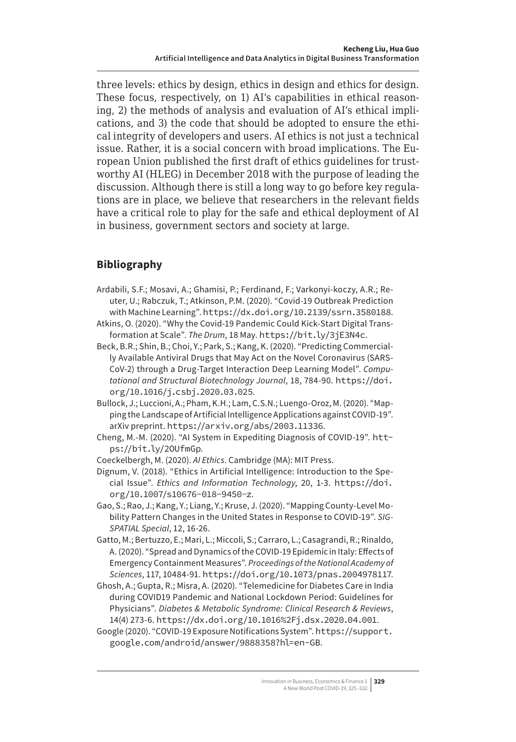three levels: ethics by design, ethics in design and ethics for design. These focus, respectively, on 1) AI's capabilities in ethical reasoning, 2) the methods of analysis and evaluation of AI's ethical implications, and 3) the code that should be adopted to ensure the ethical integrity of developers and users. AI ethics is not just a technical issue. Rather, it is a social concern with broad implications. The European Union published the first draft of ethics guidelines for trustworthy AI (HLEG) in December 2018 with the purpose of leading the discussion. Although there is still a long way to go before key regulations are in place, we believe that researchers in the relevant fields have a critical role to play for the safe and ethical deployment of AI in business, government sectors and society at large.

## Bibliography

Ardabili, S.F.; Mosavi, A.; Ghamisi, P.; Ferdinand, F.; Varkonyi-koczy, A.R.; Reuter, U.; Rabczuk, T.; Atkinson, P.M. (2020). "Covid-19 Outbreak Prediction with Machine Learning". https://dx.doi.org/10.2139/ssrn.3580188.

Atkins, O. (2020). "Why the Covid-19 Pandemic Could Kick-Start Digital Transformation at Scale". *The Drum*, 18 May. https://bit.ly/3jE3N4c.

Beck, B.R.; Shin, B.; Choi, Y.; Park, S.; Kang, K. (2020). "Predicting Commercially Available Antiviral Drugs that May Act on the Novel Coronavirus (SARS-CoV-2) through a Drug-Target Interaction Deep Learning Model". *Computational and Structural Biotechnology Journal*, 18, 784-90. https://doi.org/10.1016/j.csbj.2020.03.025.

Bullock, J.; Luccioni, A.; Pham, K.H.; Lam, C.S.N.; Luengo-Oroz, M. (2020). "Mapping the Landscape of Artificial Intelligence Applications against COVID-19". arXiv preprint. https://arxiv.org/abs/2003.11336.

Cheng, M.-M. (2020). "AI System in Expediting Diagnosis of COVID-19". https://bit.ly/2OUfmGp.

Coeckelbergh, M. (2020). *AI Ethics*. Cambridge (MA): MIT Press.

Dignum, V. (2018). "Ethics in Artificial Intelligence: Introduction to the Special Issue". *Ethics and Information Technology*, 20, 1-3. https://doi.org/10.1007/s10676-018-9450-z.

Gao, S.; Rao, J.; Kang, Y.; Liang, Y.; Kruse, J. (2020). "Mapping County-Level Mobility Pattern Changes in the United States in Response to COVID-19". *SIGSPATIAL Special*, 12, 16-26.

Gatto, M.; Bertuzzo, E.; Mari, L.; Miccoli, S.; Carraro, L.; Casagrandi, R.; Rinaldo, A. (2020). "Spread and Dynamics of the COVID-19 Epidemic in Italy: Effects of Emergency Containment Measures". *Proceedings of the National Academy of Sciences*, 117, 10484-91. https://doi.org/10.1073/pnas.2004978117.

Ghosh, A.; Gupta, R.; Misra, A. (2020). "Telemedicine for Diabetes Care in India during COVID19 Pandemic and National Lockdown Period: Guidelines for Physicians". *Diabetes & Metabolic Syndrome: Clinical Research & Reviews*, 14(4) 273-6. https://dx.doi.org/10.1016%2Fj.dsx.2020.04.001.

Google (2020). "COVID-19 Exposure Notifications System". https://support.google.com/android/answer/9888358?hl=en-GB.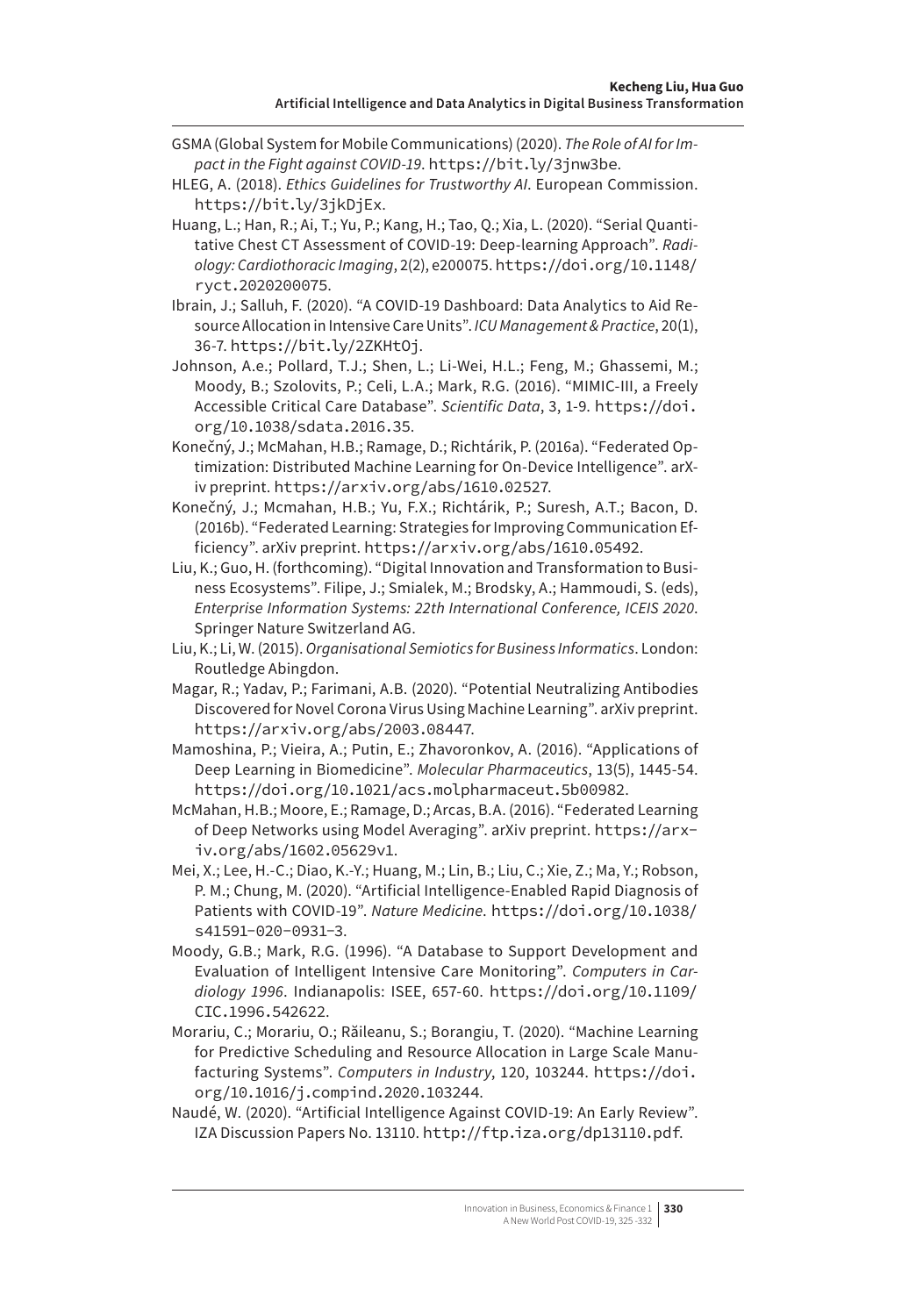GSMA (Global System for Mobile Communications) (2020). *The Role of AI for Impact in the Fight against COVID-19*. https://bit.ly/3jnw3be.

HLEG, A. (2018). *Ethics Guidelines for Trustworthy AI*. European Commission. https://bit.ly/3jkDjEx.

Huang, L.; Han, R.; Ai, T.; Yu, P.; Kang, H.; Tao, Q.; Xia, L. (2020). "Serial Quantitative Chest CT Assessment of COVID-19: Deep-learning Approach". *Radiology: Cardiothoracic Imaging*, 2(2), e200075. https://doi.org/10.1148/ryct.2020200075.

Ibrain, J.; Salluh, F. (2020). "A COVID-19 Dashboard: Data Analytics to Aid Resource Allocation in Intensive Care Units". *ICU Management & Practice*, 20(1), 36-7. https://bit.ly/2ZKHtOj.

Johnson, A.e.; Pollard, T.J.; Shen, L.; Li-Wei, H.L.; Feng, M.; Ghassemi, M.; Moody, B.; Szolovits, P.; Celi, L.A.; Mark, R.G. (2016). "MIMIC-III, a Freely Accessible Critical Care Database". *Scientific Data*, 3, 1-9. https://doi.org/10.1038/sdata.2016.35.

Konečný, J.; McMahan, H.B.; Ramage, D.; Richtárik, P. (2016a). "Federated Optimization: Distributed Machine Learning for On-Device Intelligence". arXiv preprint. https://arxiv.org/abs/1610.02527.

Konečný, J.; Mcmahan, H.B.; Yu, F.X.; Richtárik, P.; Suresh, A.T.; Bacon, D. (2016b). "Federated Learning: Strategies for Improving Communication Efficiency". arXiv preprint. https://arxiv.org/abs/1610.05492.

Liu, K.; Guo, H. (forthcoming). "Digital Innovation and Transformation to Business Ecosystems". Filipe, J.; Smialek, M.; Brodsky, A.; Hammoudi, S. (eds), *Enterprise Information Systems: 22th International Conference, ICEIS 2020*. Springer Nature Switzerland AG.

Liu, K.; Li, W. (2015). *Organisational Semiotics for Business Informatics*. London: Routledge Abingdon.

Magar, R.; Yadav, P.; Farimani, A.B. (2020). "Potential Neutralizing Antibodies Discovered for Novel Corona Virus Using Machine Learning". arXiv preprint. https://arxiv.org/abs/2003.08447.

Mamoshina, P.; Vieira, A.; Putin, E.; Zhavoronkov, A. (2016). "Applications of Deep Learning in Biomedicine". *Molecular Pharmaceutics*, 13(5), 1445-54. https://doi.org/10.1021/acs.molpharmaceut.5b00982.

McMahan, H.B.; Moore, E.; Ramage, D.; Arcas, B.A. (2016). "Federated Learning of Deep Networks using Model Averaging". arXiv preprint. https://arxiv.org/abs/1602.05629v1.

Mei, X.; Lee, H.-C.; Diao, K.-Y.; Huang, M.; Lin, B.; Liu, C.; Xie, Z.; Ma, Y.; Robson, P. M.; Chung, M. (2020). "Artificial Intelligence-Enabled Rapid Diagnosis of Patients with COVID-19". *Nature Medicine*. https://doi.org/10.1038/s41591-020-0931-3.

Moody, G.B.; Mark, R.G. (1996). "A Database to Support Development and Evaluation of Intelligent Intensive Care Monitoring". *Computers in Cardiology 1996*. Indianapolis: ISEE, 657-60. https://doi.org/10.1109/CIC.1996.542622.

Morariu, C.; Morariu, O.; Răileanu, S.; Borangiu, T. (2020). "Machine Learning for Predictive Scheduling and Resource Allocation in Large Scale Manufacturing Systems". *Computers in Industry*, 120, 103244. https://doi.org/10.1016/j.compind.2020.103244.

Naudé, W. (2020). "Artificial Intelligence Against COVID-19: An Early Review". IZA Discussion Papers No. 13110. http://ftp.iza.org/dp13110.pdf.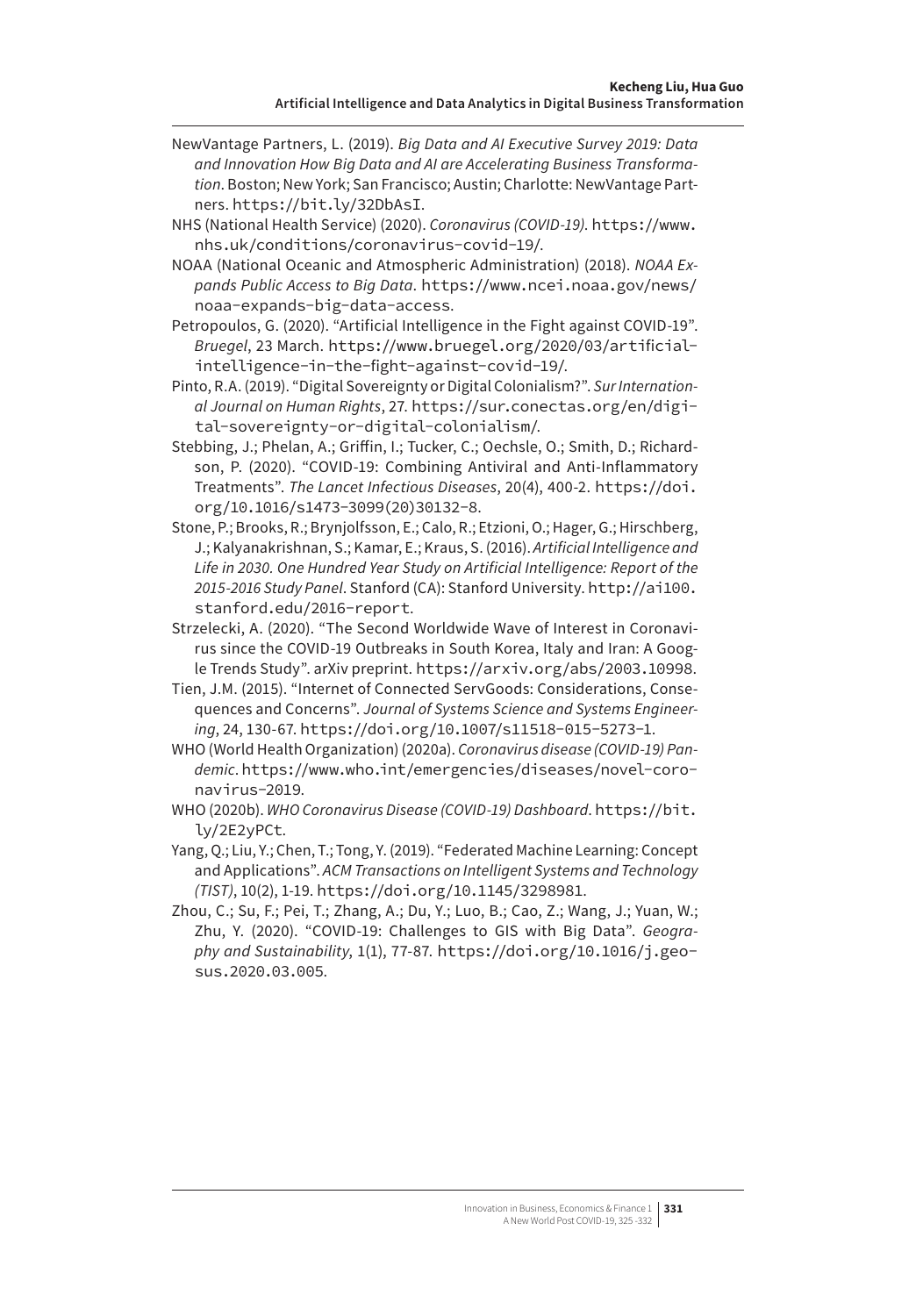NewVantage Partners, L. (2019). *Big Data and AI Executive Survey 2019: Data and Innovation How Big Data and AI are Accelerating Business Transformation*. Boston; New York; San Francisco; Austin; Charlotte: NewVantage Partners. https://bit.ly/32DbAsI.

NHS (National Health Service) (2020). *Coronavirus (COVID-19)*. https://www.nhs.uk/conditions/coronavirus-covid-19/.

NOAA (National Oceanic and Atmospheric Administration) (2018). *NOAA Expands Public Access to Big Data*. https://www.ncei.noaa.gov/news/noaa-expands-big-data-access.

Petropoulos, G. (2020). "Artificial Intelligence in the Fight against COVID-19". *Bruegel*, 23 March. https://www.bruegel.org/2020/03/artificial-intelligence-in-the-fight-against-covid-19/.

Pinto, R.A. (2019). "Digital Sovereignty or Digital Colonialism?". *Sur International Journal on Human Rights*, 27. https://sur.conectas.org/en/digital-sovereignty-or-digital-colonialism/.

Stebbing, J.; Phelan, A.; Griffin, I.; Tucker, C.; Oechsle, O.; Smith, D.; Richardson, P. (2020). "COVID-19: Combining Antiviral and Anti-Inflammatory Treatments". *The Lancet Infectious Diseases*, 20(4), 400-2. https://doi.org/10.1016/s1473-3099(20)30132-8.

Stone, P.; Brooks, R.; Brynjolfsson, E.; Calo, R.; Etzioni, O.; Hager, G.; Hirschberg, J.; Kalyanakrishnan, S.; Kamar, E.; Kraus, S. (2016). *Artificial Intelligence and Life in 2030. One Hundred Year Study on Artificial Intelligence: Report of the 2015-2016 Study Panel*. Stanford (CA): Stanford University. http://ai100.stanford.edu/2016-report.

Strzelecki, A. (2020). "The Second Worldwide Wave of Interest in Coronavirus since the COVID-19 Outbreaks in South Korea, Italy and Iran: A Google Trends Study". arXiv preprint. https://arxiv.org/abs/2003.10998.

Tien, J.M. (2015). "Internet of Connected ServGoods: Considerations, Consequences and Concerns". *Journal of Systems Science and Systems Engineering*, 24, 130-67. https://doi.org/10.1007/s11518-015-5273-1.

WHO (World Health Organization) (2020a). *Coronavirus disease (COVID-19) Pandemic*. https://www.who.int/emergencies/diseases/novel-coronavirus-2019.

WHO (2020b). *WHO Coronavirus Disease (COVID-19) Dashboard*. https://bit.ly/2E2yPCt.

Yang, Q.; Liu, Y.; Chen, T.; Tong, Y. (2019). "Federated Machine Learning: Concept and Applications". *ACM Transactions on Intelligent Systems and Technology (TIST)*, 10(2), 1-19. https://doi.org/10.1145/3298981.

Zhou, C.; Su, F.; Pei, T.; Zhang, A.; Du, Y.; Luo, B.; Cao, Z.; Wang, J.; Yuan, W.; Zhu, Y. (2020). "COVID-19: Challenges to GIS with Big Data". *Geography and Sustainability*, 1(1), 77-87. https://doi.org/10.1016/j.geosus.2020.03.005.